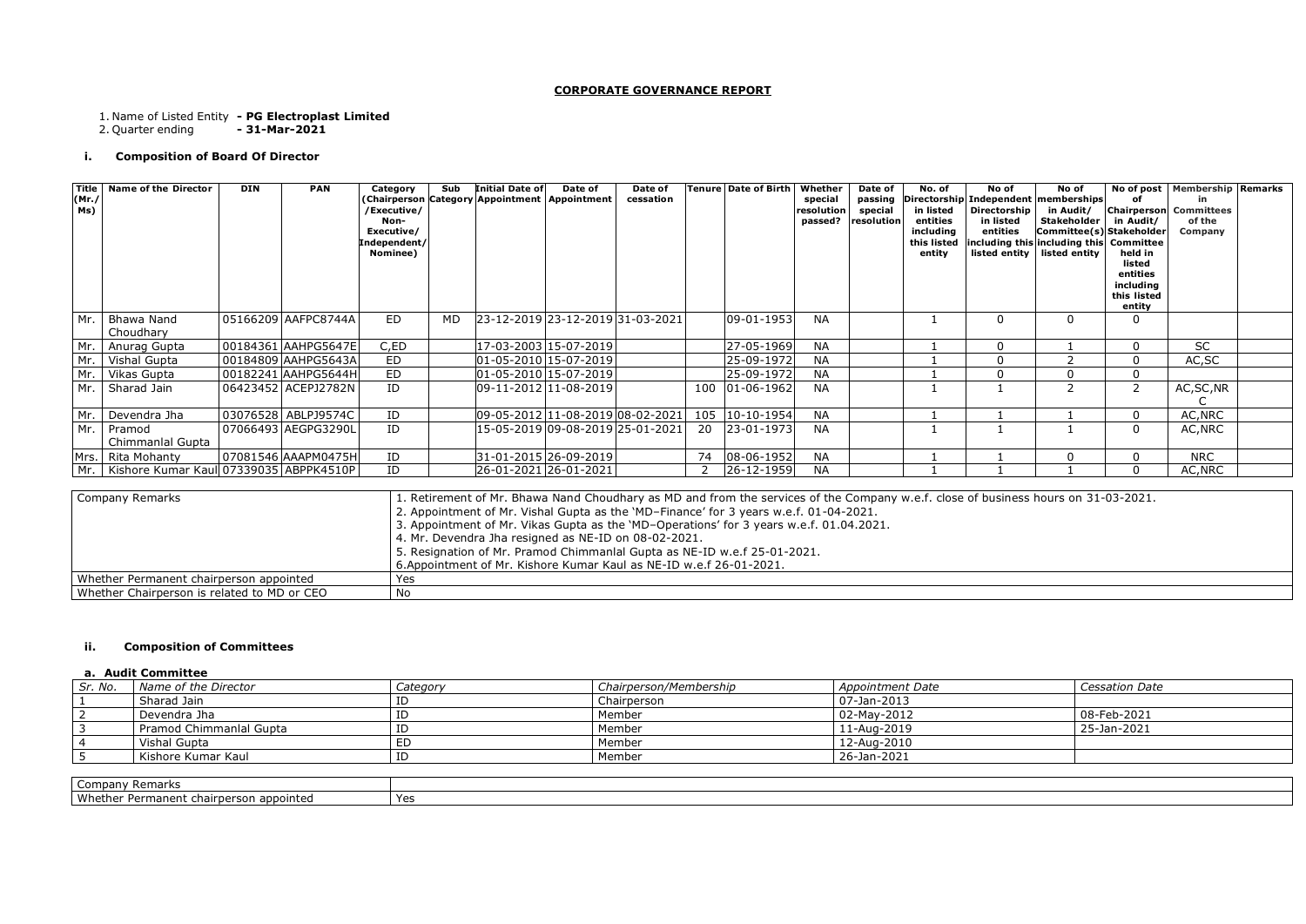## CORPORATE GOVERNANCE REPORT

1. Name of Listed Entity **- PG Electroplast Limited**
2. Quarter ending **- 31-Mar-2021**

### i. Composition of Board Of Director

| Title (Mr./ Ms) | Name of the Director | DIN | PAN | Category (Chairperson /Executive/ Non-Executive/ Independent/ Nominee) | Sub Category | Initial Date of Appointment | Date of Appointment | Date of cessation | Tenure | Date of Birth | Whether special resolution passed? | Date of passing special resolution | No. of Directorship in listed entities including this listed entity | No of Independent Directorship in listed entities including this listed entity | No of memberships in Audit/ Stakeholder Committee(s) including this listed entity | No of post of Chairperson in Audit/ Stakeholder Committee held in listed entities including this listed entity | Membership in Committees of the Company | Remarks |
|---|---|---|---|---|---|---|---|---|---|---|---|---|---|---|---|---|---|---|
| Mr. | Bhawa Nand Choudhary | 05166209 | AAFPC8744A | ED | MD | 23-12-2019 | 23-12-2019 | 31-03-2021 | | 09-01-1953 | NA | | 1 | 0 | 0 | 0 | | |
| Mr. | Anurag Gupta | 00184361 | AAHPG5647E | C,ED | | 17-03-2003 | 15-07-2019 | | | 27-05-1969 | NA | | 1 | 0 | 1 | 0 | SC | |
| Mr. | Vishal Gupta | 00184809 | AAHPG5643A | ED | | 01-05-2010 | 15-07-2019 | | | 25-09-1972 | NA | | 1 | 0 | 2 | 0 | AC,SC | |
| Mr. | Vikas Gupta | 00182241 | AAHPG5644H | ED | | 01-05-2010 | 15-07-2019 | | | 25-09-1972 | NA | | 1 | 0 | 0 | 0 | | |
| Mr. | Sharad Jain | 06423452 | ACEPJ2782N | ID | | 09-11-2012 | 11-08-2019 | | 100 | 01-06-1962 | NA | | 1 | 1 | 2 | 2 | AC,SC,NRC | |
| Mr. | Devendra Jha | 03076528 | ABLPJ9574C | ID | | 09-05-2012 | 11-08-2019 | 08-02-2021 | 105 | 10-10-1954 | NA | | 1 | 1 | 1 | 0 | AC,NRC | |
| Mr. | Pramod Chimmanlal Gupta | 07066493 | AEGPG3290L | ID | | 15-05-2019 | 09-08-2019 | 25-01-2021 | 20 | 23-01-1973 | NA | | 1 | 1 | 1 | 0 | AC,NRC | |
| Mrs. | Rita Mohanty | 07081546 | AAAPM0475H | ID | | 31-01-2015 | 26-09-2019 | | 74 | 08-06-1952 | NA | | 1 | 1 | 0 | 0 | NRC | |
| Mr. | Kishore Kumar Kaul | 07339035 | ABPPK4510P | ID | | 26-01-2021 | 26-01-2021 | | 2 | 26-12-1959 | NA | | 1 | 1 | 1 | 0 | AC,NRC | |

| Company Remarks | 1. Retirement of Mr. Bhawa Nand Choudhary as MD and from the services of the Company w.e.f. close of business hours on 31-03-2021.<br>2. Appointment of Mr. Vishal Gupta as the 'MD–Finance' for 3 years w.e.f. 01-04-2021.<br>3. Appointment of Mr. Vikas Gupta as the 'MD–Operations' for 3 years w.e.f. 01.04.2021.<br>4. Mr. Devendra Jha resigned as NE-ID on 08-02-2021.<br>5. Resignation of Mr. Pramod Chimmanlal Gupta as NE-ID w.e.f 25-01-2021.<br>6.Appointment of Mr. Kishore Kumar Kaul as NE-ID w.e.f 26-01-2021. |
|---|---|
| Whether Permanent chairperson appointed | Yes |
| Whether Chairperson is related to MD or CEO | No |

### ii. Composition of Committees

#### a. Audit Committee

| *Sr. No.* | *Name of the Director* | *Category* | *Chairperson/Membership* | *Appointment Date* | *Cessation Date* |
|---|---|---|---|---|---|
| 1 | Sharad Jain | ID | Chairperson | 07-Jan-2013 | |
| 2 | Devendra Jha | ID | Member | 02-May-2012 | 08-Feb-2021 |
| 3 | Pramod Chimmanlal Gupta | ID | Member | 11-Aug-2019 | 25-Jan-2021 |
| 4 | Vishal Gupta | ED | Member | 12-Aug-2010 | |
| 5 | Kishore Kumar Kaul | ID | Member | 26-Jan-2021 | |

| Company Remarks | |
|---|---|
| Whether Permanent chairperson appointed | Yes |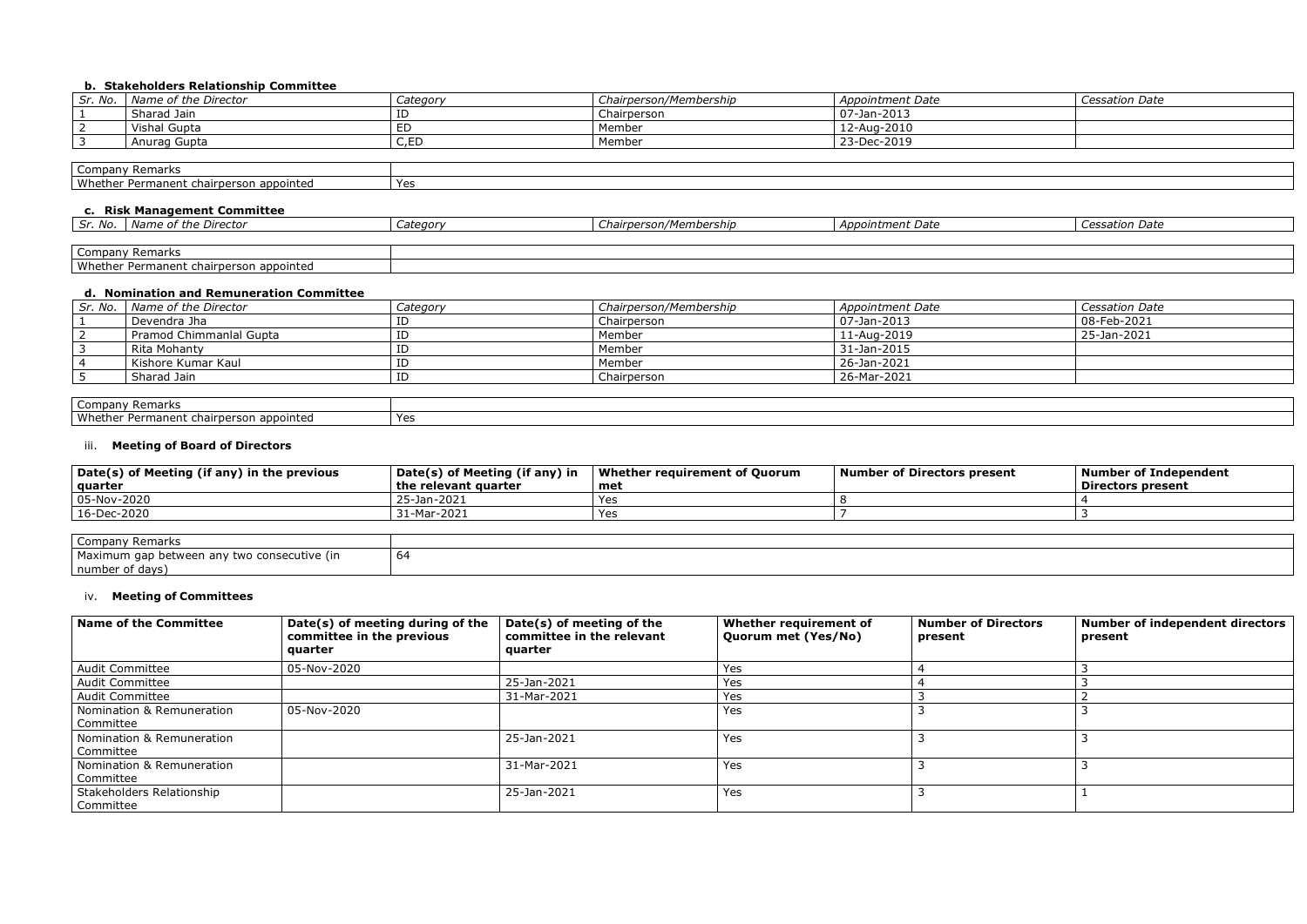### b. Stakeholders Relationship Committee

| Sr. No. | Name of the Director | Category | Chairperson/Membership | Appointment Date | Cessation Date |
|---|---|---|---|---|---|
| 1 | Sharad Jain | ID | Chairperson | 07-Jan-2013 | |
| 2 | Vishal Gupta | ED | Member | 12-Aug-2010 | |
| 3 | Anurag Gupta | C,ED | Member | 23-Dec-2019 | |

| Company Remarks | |
|---|---|
| Whether Permanent chairperson appointed | Yes |

### c. Risk Management Committee

| Sr. No. | Name of the Director | Category | Chairperson/Membership | Appointment Date | Cessation Date |
|---|---|---|---|---|---|

| Company Remarks | |
|---|---|
| Whether Permanent chairperson appointed | |

### d. Nomination and Remuneration Committee

| Sr. No. | Name of the Director | Category | Chairperson/Membership | Appointment Date | Cessation Date |
|---|---|---|---|---|---|
| 1 | Devendra Jha | ID | Chairperson | 07-Jan-2013 | 08-Feb-2021 |
| 2 | Pramod Chimmanlal Gupta | ID | Member | 11-Aug-2019 | 25-Jan-2021 |
| 3 | Rita Mohanty | ID | Member | 31-Jan-2015 | |
| 4 | Kishore Kumar Kaul | ID | Member | 26-Jan-2021 | |
| 5 | Sharad Jain | ID | Chairperson | 26-Mar-2021 | |

| Company Remarks | |
|---|---|
| Whether Permanent chairperson appointed | Yes |

### iii. Meeting of Board of Directors

| Date(s) of Meeting (if any) in the previous quarter | Date(s) of Meeting (if any) in the relevant quarter | Whether requirement of Quorum met | Number of Directors present | Number of Independent Directors present |
|---|---|---|---|---|
| 05-Nov-2020 | 25-Jan-2021 | Yes | 8 | 4 |
| 16-Dec-2020 | 31-Mar-2021 | Yes | 7 | 3 |

| Company Remarks | |
|---|---|
| Maximum gap between any two consecutive (in number of days) | 64 |

### iv. Meeting of Committees

| Name of the Committee | Date(s) of meeting during of the committee in the previous quarter | Date(s) of meeting of the committee in the relevant quarter | Whether requirement of Quorum met (Yes/No) | Number of Directors present | Number of independent directors present |
|---|---|---|---|---|---|
| Audit Committee | 05-Nov-2020 | | Yes | 4 | 3 |
| Audit Committee | | 25-Jan-2021 | Yes | 4 | 3 |
| Audit Committee | | 31-Mar-2021 | Yes | 3 | 2 |
| Nomination & Remuneration Committee | 05-Nov-2020 | | Yes | 3 | 3 |
| Nomination & Remuneration Committee | | 25-Jan-2021 | Yes | 3 | 3 |
| Nomination & Remuneration Committee | | 31-Mar-2021 | Yes | 3 | 3 |
| Stakeholders Relationship Committee | | 25-Jan-2021 | Yes | 3 | 1 |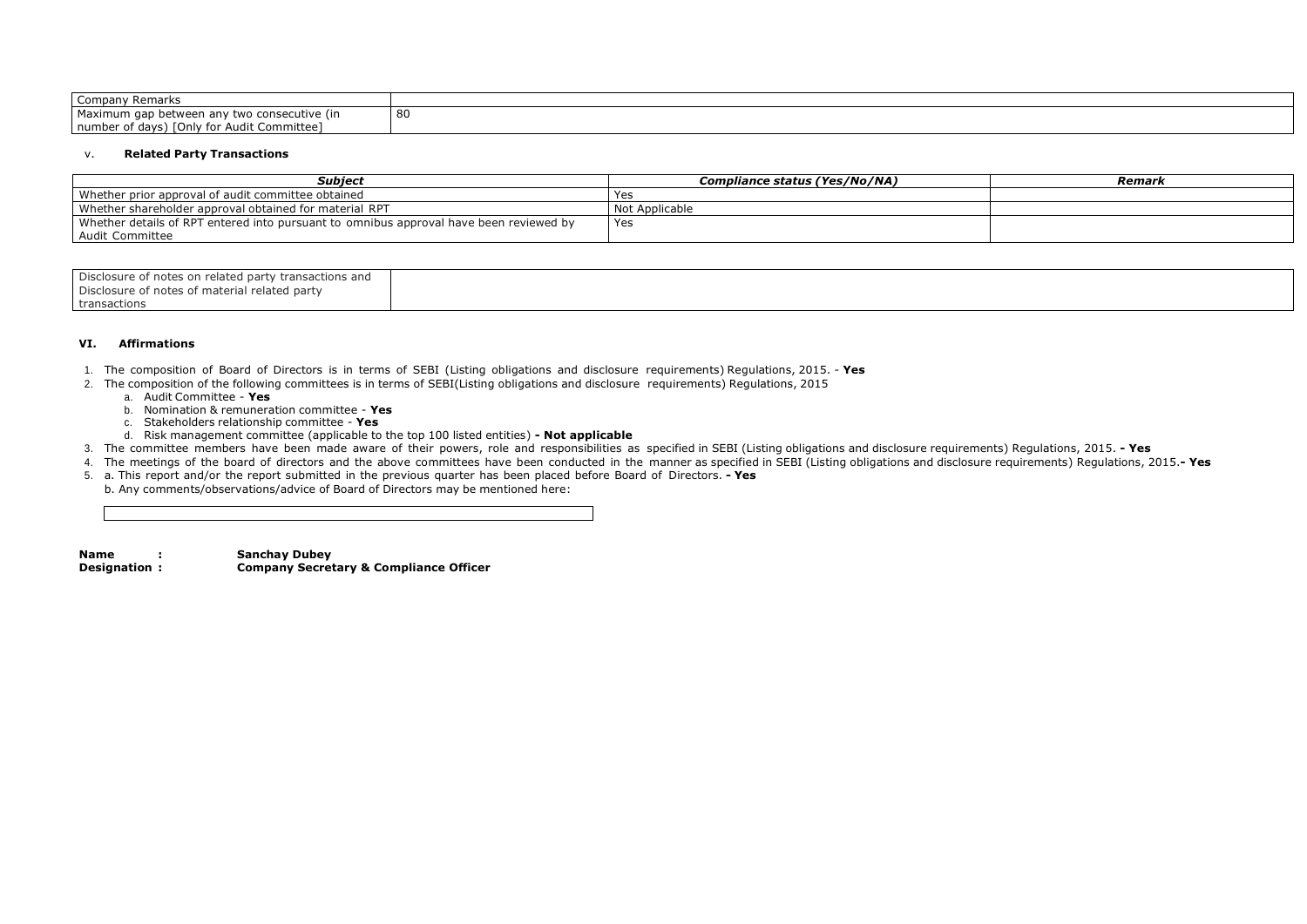| Company Remarks | |
|---|---|
| Maximum gap between any two consecutive (in number of days) [Only for Audit Committee] | 80 |

v. **Related Party Transactions**

| *Subject* | *Compliance status (Yes/No/NA)* | *Remark* |
|---|---|---|
| Whether prior approval of audit committee obtained | Yes | |
| Whether shareholder approval obtained for material RPT | Not Applicable | |
| Whether details of RPT entered into pursuant to omnibus approval have been reviewed by Audit Committee | Yes | |

| Disclosure of notes on related party transactions and Disclosure of notes of material related party transactions | |
|---|---|

### VI. Affirmations

1. The composition of Board of Directors is in terms of SEBI (Listing obligations and disclosure requirements) Regulations, 2015. - **Yes**
2. The composition of the following committees is in terms of SEBI(Listing obligations and disclosure requirements) Regulations, 2015
   a. Audit Committee - **Yes**
   b. Nomination & remuneration committee - **Yes**
   c. Stakeholders relationship committee - **Yes**
   d. Risk management committee (applicable to the top 100 listed entities) **- Not applicable**
3. The committee members have been made aware of their powers, role and responsibilities as specified in SEBI (Listing obligations and disclosure requirements) Regulations, 2015. **- Yes**
4. The meetings of the board of directors and the above committees have been conducted in the manner as specified in SEBI (Listing obligations and disclosure requirements) Regulations, 2015.**- Yes**
5. a. This report and/or the report submitted in the previous quarter has been placed before Board of Directors. **- Yes**
   b. Any comments/observations/advice of Board of Directors may be mentioned here:

**Name :** **Sanchay Dubey**
**Designation :** **Company Secretary & Compliance Officer**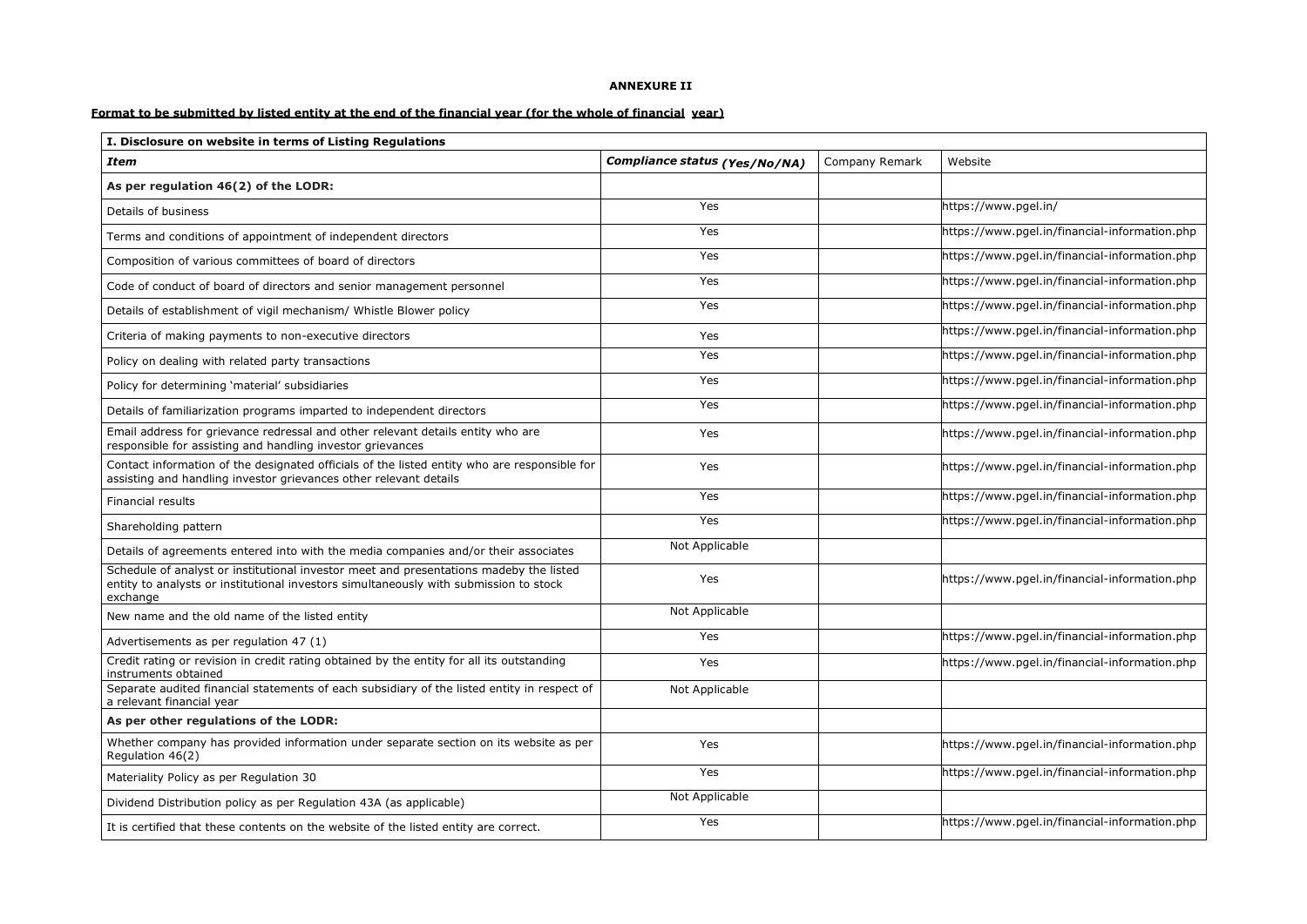**ANNEXURE II**

**Format to be submitted by listed entity at the end of the financial year (for the whole of financial year)**

| **I. Disclosure on website in terms of Listing Regulations** | | | |
|---|---|---|---|
| ***Item*** | ***Compliance status (Yes/No/NA)*** | Company Remark | Website |
| **As per regulation 46(2) of the LODR:** | | | |
| Details of business | Yes | | https://www.pgel.in/ |
| Terms and conditions of appointment of independent directors | Yes | | https://www.pgel.in/financial-information.php |
| Composition of various committees of board of directors | Yes | | https://www.pgel.in/financial-information.php |
| Code of conduct of board of directors and senior management personnel | Yes | | https://www.pgel.in/financial-information.php |
| Details of establishment of vigil mechanism/ Whistle Blower policy | Yes | | https://www.pgel.in/financial-information.php |
| Criteria of making payments to non-executive directors | Yes | | https://www.pgel.in/financial-information.php |
| Policy on dealing with related party transactions | Yes | | https://www.pgel.in/financial-information.php |
| Policy for determining 'material' subsidiaries | Yes | | https://www.pgel.in/financial-information.php |
| Details of familiarization programs imparted to independent directors | Yes | | https://www.pgel.in/financial-information.php |
| Email address for grievance redressal and other relevant details entity who are responsible for assisting and handling investor grievances | Yes | | https://www.pgel.in/financial-information.php |
| Contact information of the designated officials of the listed entity who are responsible for assisting and handling investor grievances other relevant details | Yes | | https://www.pgel.in/financial-information.php |
| Financial results | Yes | | https://www.pgel.in/financial-information.php |
| Shareholding pattern | Yes | | https://www.pgel.in/financial-information.php |
| Details of agreements entered into with the media companies and/or their associates | Not Applicable | | |
| Schedule of analyst or institutional investor meet and presentations madeby the listed entity to analysts or institutional investors simultaneously with submission to stock exchange | Yes | | https://www.pgel.in/financial-information.php |
| New name and the old name of the listed entity | Not Applicable | | |
| Advertisements as per regulation 47 (1) | Yes | | https://www.pgel.in/financial-information.php |
| Credit rating or revision in credit rating obtained by the entity for all its outstanding instruments obtained | Yes | | https://www.pgel.in/financial-information.php |
| Separate audited financial statements of each subsidiary of the listed entity in respect of a relevant financial year | Not Applicable | | |
| **As per other regulations of the LODR:** | | | |
| Whether company has provided information under separate section on its website as per Regulation 46(2) | Yes | | https://www.pgel.in/financial-information.php |
| Materiality Policy as per Regulation 30 | Yes | | https://www.pgel.in/financial-information.php |
| Dividend Distribution policy as per Regulation 43A (as applicable) | Not Applicable | | |
| It is certified that these contents on the website of the listed entity are correct. | Yes | | https://www.pgel.in/financial-information.php |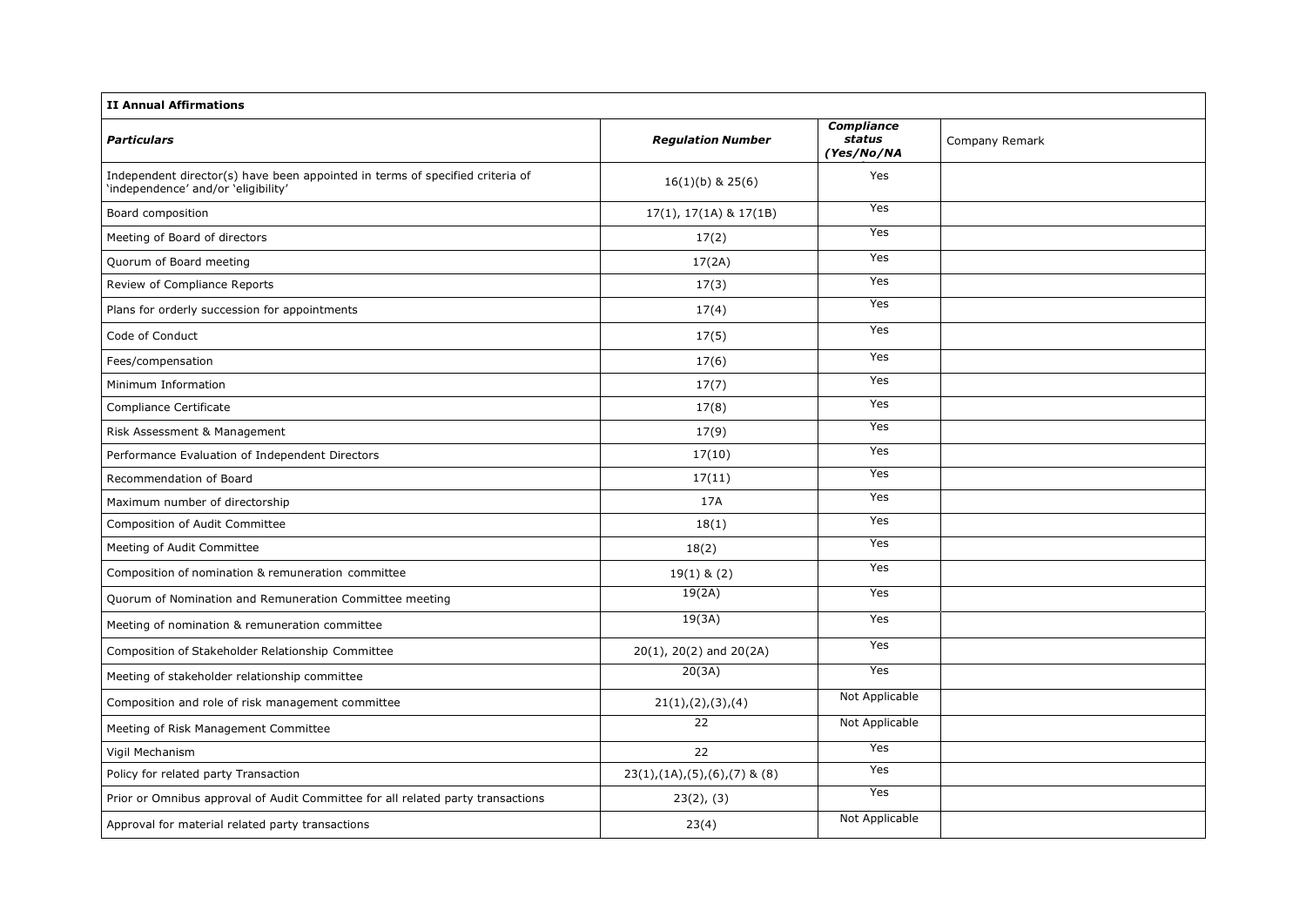| **II Annual Affirmations** | | | |
|---|---|---|---|
| ***Particulars*** | ***Regulation Number*** | ***Compliance status (Yes/No/NA*** | Company Remark |
| Independent director(s) have been appointed in terms of specified criteria of 'independence' and/or 'eligibility' | 16(1)(b) & 25(6) | Yes | |
| Board composition | 17(1), 17(1A) & 17(1B) | Yes | |
| Meeting of Board of directors | 17(2) | Yes | |
| Quorum of Board meeting | 17(2A) | Yes | |
| Review of Compliance Reports | 17(3) | Yes | |
| Plans for orderly succession for appointments | 17(4) | Yes | |
| Code of Conduct | 17(5) | Yes | |
| Fees/compensation | 17(6) | Yes | |
| Minimum Information | 17(7) | Yes | |
| Compliance Certificate | 17(8) | Yes | |
| Risk Assessment & Management | 17(9) | Yes | |
| Performance Evaluation of Independent Directors | 17(10) | Yes | |
| Recommendation of Board | 17(11) | Yes | |
| Maximum number of directorship | 17A | Yes | |
| Composition of Audit Committee | 18(1) | Yes | |
| Meeting of Audit Committee | 18(2) | Yes | |
| Composition of nomination & remuneration committee | 19(1) & (2) | Yes | |
| Quorum of Nomination and Remuneration Committee meeting | 19(2A) | Yes | |
| Meeting of nomination & remuneration committee | 19(3A) | Yes | |
| Composition of Stakeholder Relationship Committee | 20(1), 20(2) and 20(2A) | Yes | |
| Meeting of stakeholder relationship committee | 20(3A) | Yes | |
| Composition and role of risk management committee | 21(1),(2),(3),(4) | Not Applicable | |
| Meeting of Risk Management Committee | 22 | Not Applicable | |
| Vigil Mechanism | 22 | Yes | |
| Policy for related party Transaction | 23(1),(1A),(5),(6),(7) & (8) | Yes | |
| Prior or Omnibus approval of Audit Committee for all related party transactions | 23(2), (3) | Yes | |
| Approval for material related party transactions | 23(4) | Not Applicable | |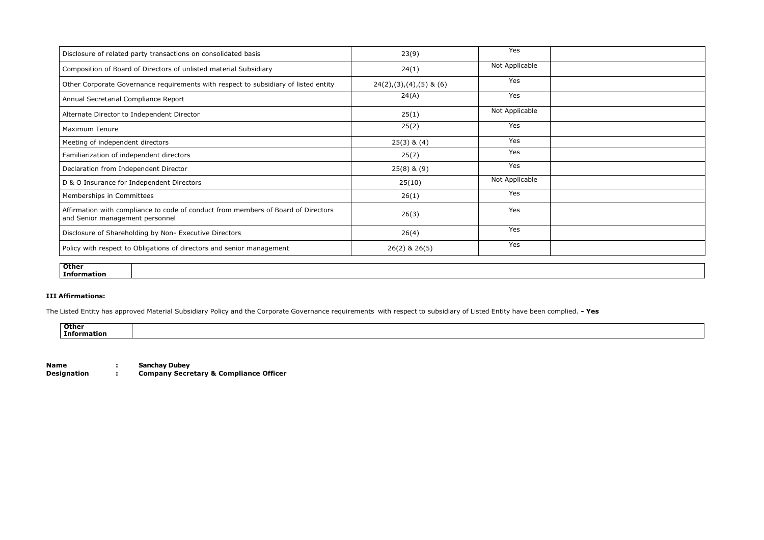| | | | |
|---|---|---|---|
| Disclosure of related party transactions on consolidated basis | 23(9) | Yes | |
| Composition of Board of Directors of unlisted material Subsidiary | 24(1) | Not Applicable | |
| Other Corporate Governance requirements with respect to subsidiary of listed entity | 24(2),(3),(4),(5) & (6) | Yes | |
| Annual Secretarial Compliance Report | 24(A) | Yes | |
| Alternate Director to Independent Director | 25(1) | Not Applicable | |
| Maximum Tenure | 25(2) | Yes | |
| Meeting of independent directors | 25(3) & (4) | Yes | |
| Familiarization of independent directors | 25(7) | Yes | |
| Declaration from Independent Director | 25(8) & (9) | Yes | |
| D & O Insurance for Independent Directors | 25(10) | Not Applicable | |
| Memberships in Committees | 26(1) | Yes | |
| Affirmation with compliance to code of conduct from members of Board of Directors and Senior management personnel | 26(3) | Yes | |
| Disclosure of Shareholding by Non- Executive Directors | 26(4) | Yes | |
| Policy with respect to Obligations of directors and senior management | 26(2) & 26(5) | Yes | |

| **Other Information** | |
|---|---|

**III Affirmations:**

The Listed Entity has approved Material Subsidiary Policy and the Corporate Governance requirements with respect to subsidiary of Listed Entity have been complied. **- Yes**

| **Other Information** | |
|---|---|

**Name** : **Sanchay Dubey**
**Designation** : **Company Secretary & Compliance Officer**